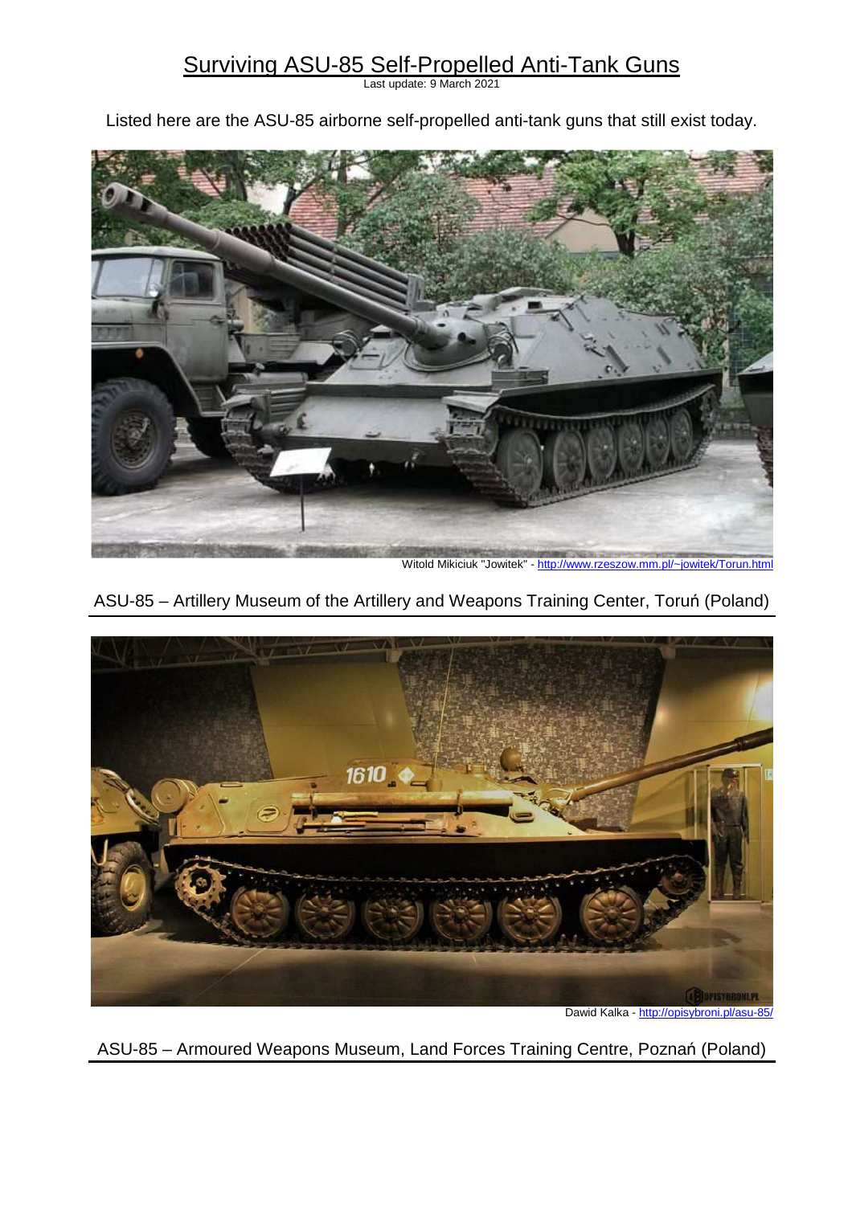# Surviving ASU-85 Self-Propelled Anti-Tank Guns

Last update: 9 March 2021

Listed here are the ASU-85 airborne self-propelled anti-tank guns that still exist today.

Witold Mikiciuk "Jowitek" - http://www.rzeszow.mm.pl/~jowitek/Torun.html

ASU-85 – Artillery Museum of the Artillery and Weapons Training Center, Toruń (Poland)

Dawid Kalka - http://opisybroni.pl/asu-85/

ASU-85 – Armoured Weapons Museum, Land Forces Training Centre, Poznań (Poland)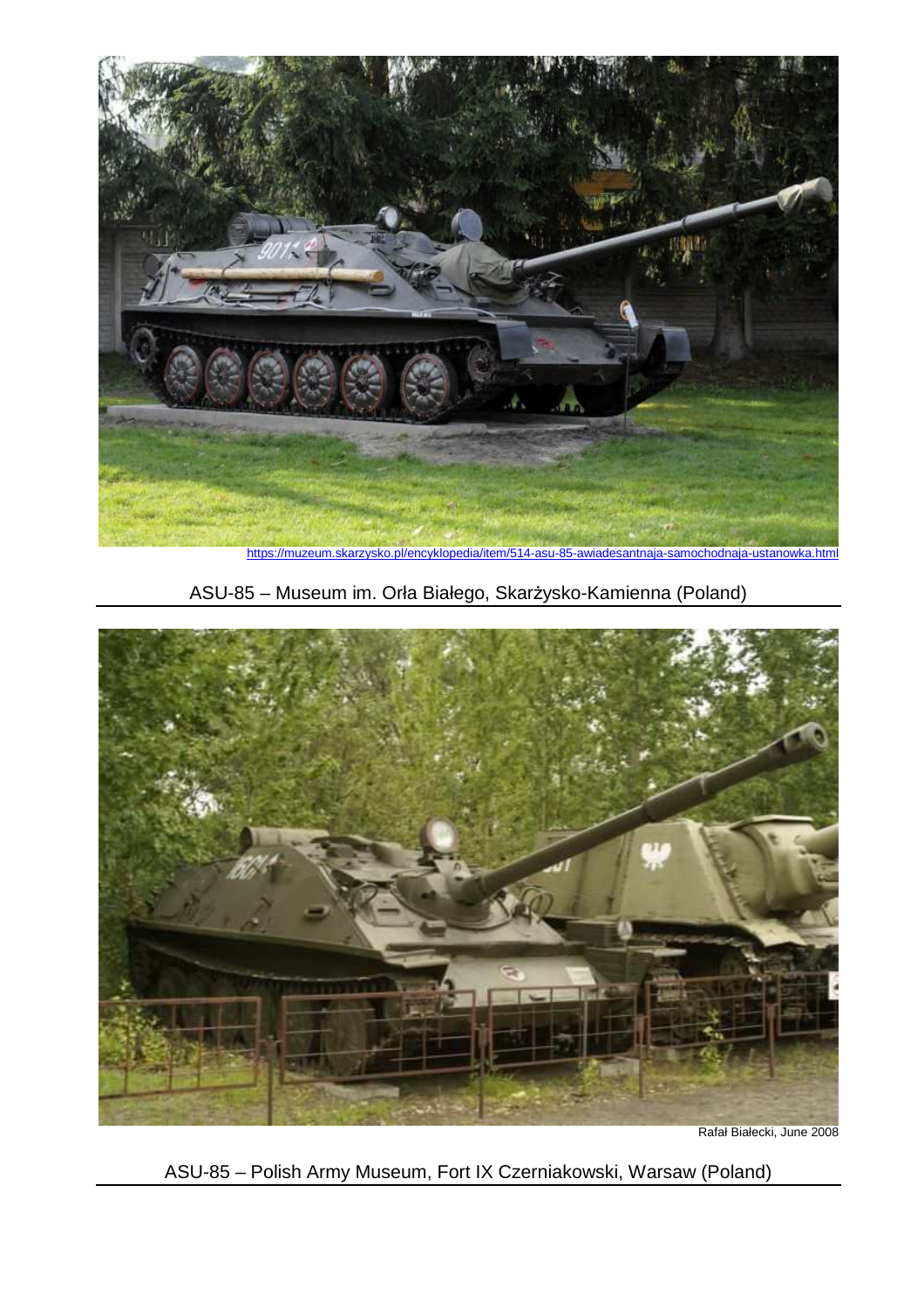https://muzeum.skarzysko.pl/encyklopedia/item/514-asu-85-awiadesantnaja-samochodnaja-ustanowka.html

ASU-85 – Museum im. Orła Białego, Skarżysko-Kamienna (Poland)

Rafał Białecki, June 2008

ASU-85 – Polish Army Museum, Fort IX Czerniakowski, Warsaw (Poland)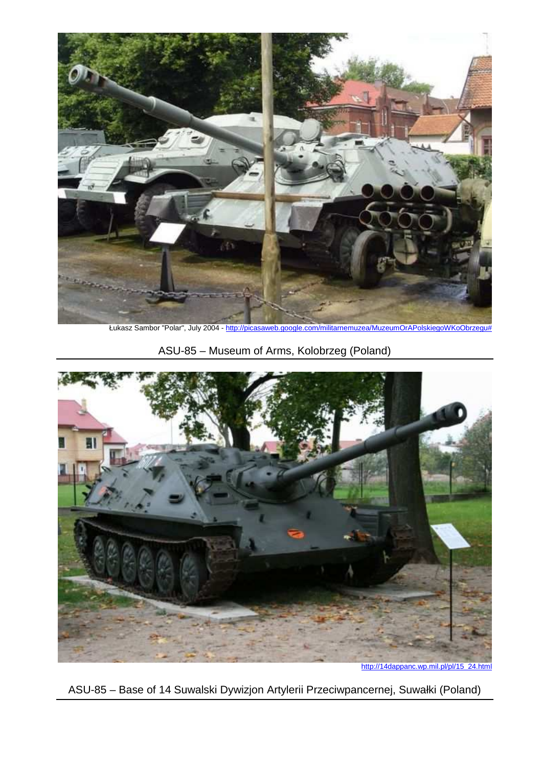Łukasz Sambor "Polar", July 2004 - http://picasaweb.google.com/militarnemuzea/MuzeumOrAPolskiegoWKoObrzegu#

ASU-85 – Museum of Arms, Kolobrzeg (Poland)

http://14dappanc.wp.mil.pl/pl/15_24.html

ASU-85 – Base of 14 Suwalski Dywizjon Artylerii Przeciwpancernej, Suwałki (Poland)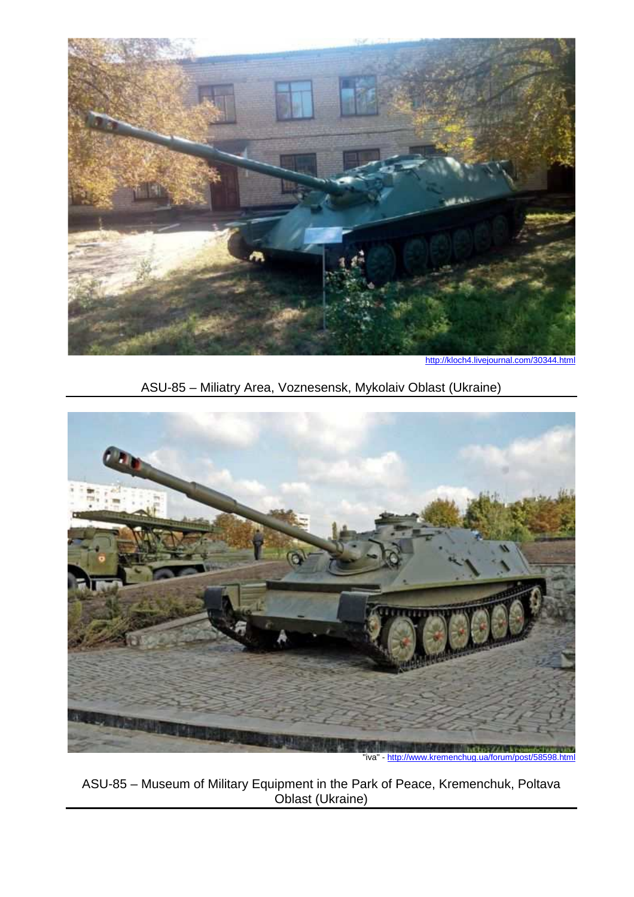http://kloch4.livejournal.com/30344.html

ASU-85 – Miliatry Area, Voznesensk, Mykolaiv Oblast (Ukraine)

"iva" - http://www.kremenchug.ua/forum/post/58598.html

ASU-85 – Museum of Military Equipment in the Park of Peace, Kremenchuk, Poltava Oblast (Ukraine)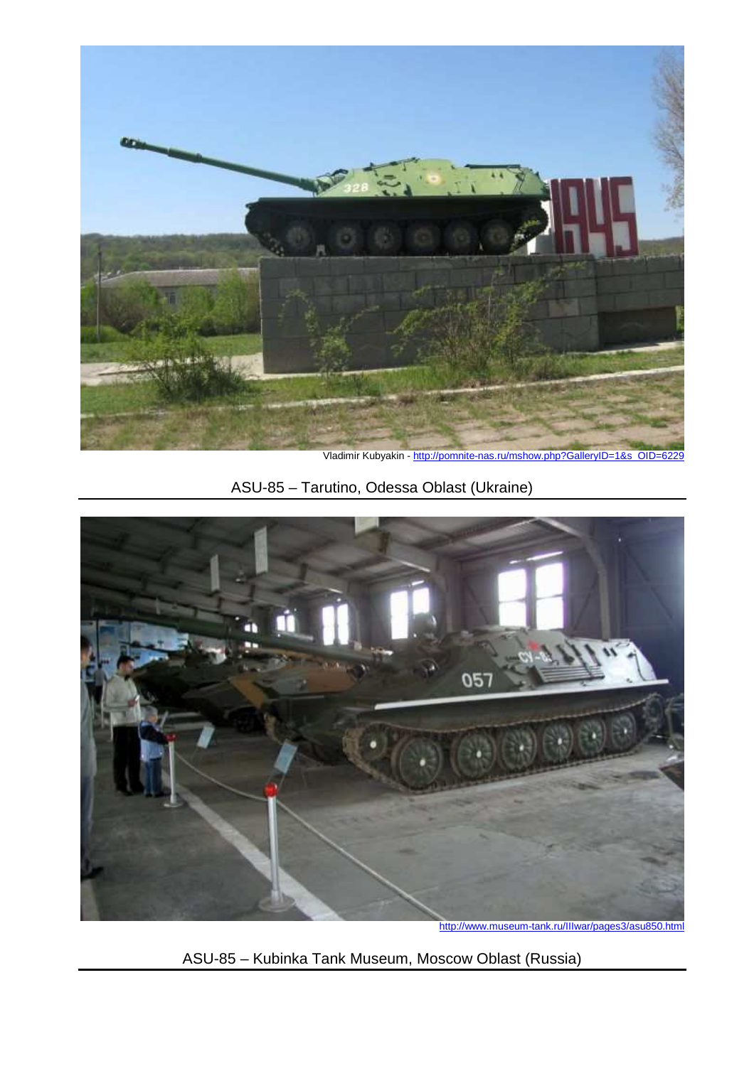Vladimir Kubyakin - http://pomnite-nas.ru/mshow.php?GalleryID=1&s_OID=6229

ASU-85 – Tarutino, Odessa Oblast (Ukraine)

http://www.museum-tank.ru/IIIwar/pages3/asu850.html

ASU-85 – Kubinka Tank Museum, Moscow Oblast (Russia)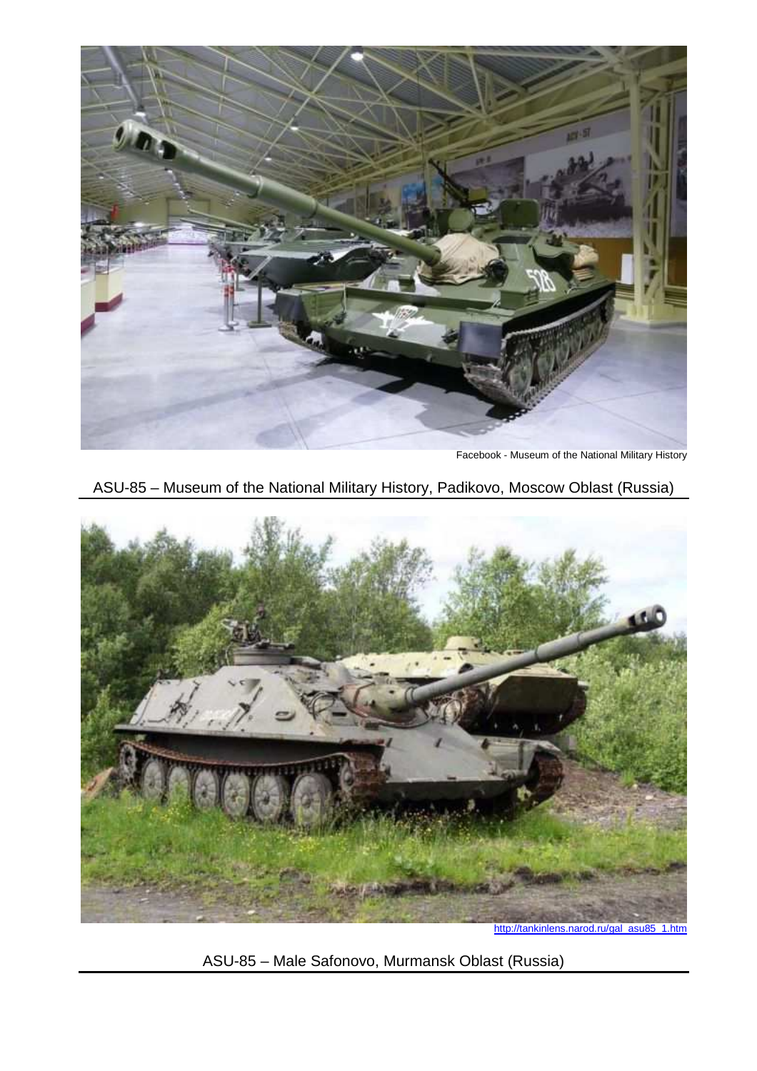Facebook - Museum of the National Military History

ASU-85 – Museum of the National Military History, Padikovo, Moscow Oblast (Russia)

http://tankinlens.narod.ru/gal_asu85_1.htm

ASU-85 – Male Safonovo, Murmansk Oblast (Russia)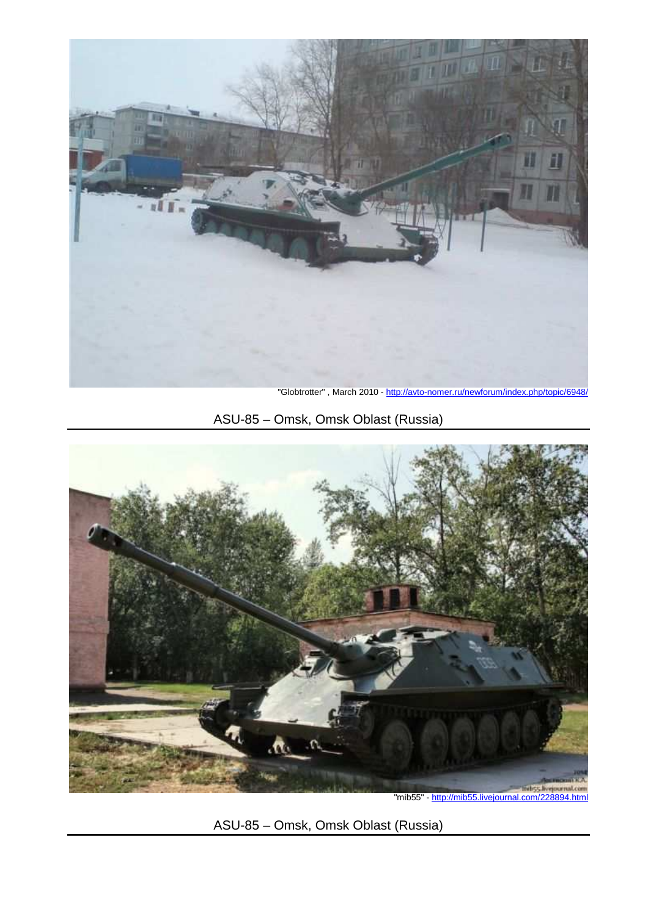"Globtrotter" , March 2010 - http://avto-nomer.ru/newforum/index.php/topic/6948/

ASU-85 – Omsk, Omsk Oblast (Russia)

"mib55" - http://mib55.livejournal.com/228894.html

ASU-85 – Omsk, Omsk Oblast (Russia)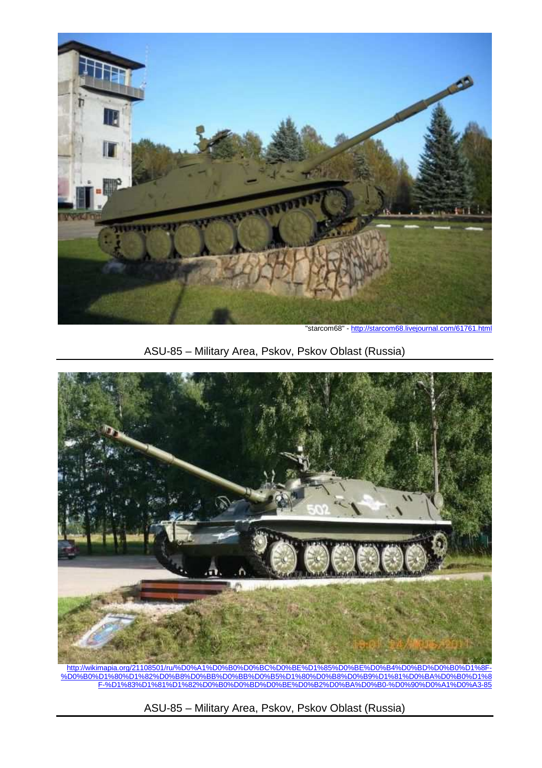"starcom68" - http://starcom68.livejournal.com/61761.html

ASU-85 – Military Area, Pskov, Pskov Oblast (Russia)

http://wikimapia.org/21108501/ru/%D0%A1%D0%B0%D0%BC%D0%BE%D1%85%D0%BE%D0%B4%D0%BD%D0%B0%D1%8F-%D0%B0%D1%80%D1%82%D0%B8%D0%BB%D0%BB%D0%B5%D1%80%D0%B8%D0%B9%D1%81%D0%BA%D0%B0%D1%8F-%D1%83%D1%81%D1%82%D0%B0%D0%BD%D0%BE%D0%B2%D0%BA%D0%B0-%D0%90%D0%A1%D0%A3-85

ASU-85 – Military Area, Pskov, Pskov Oblast (Russia)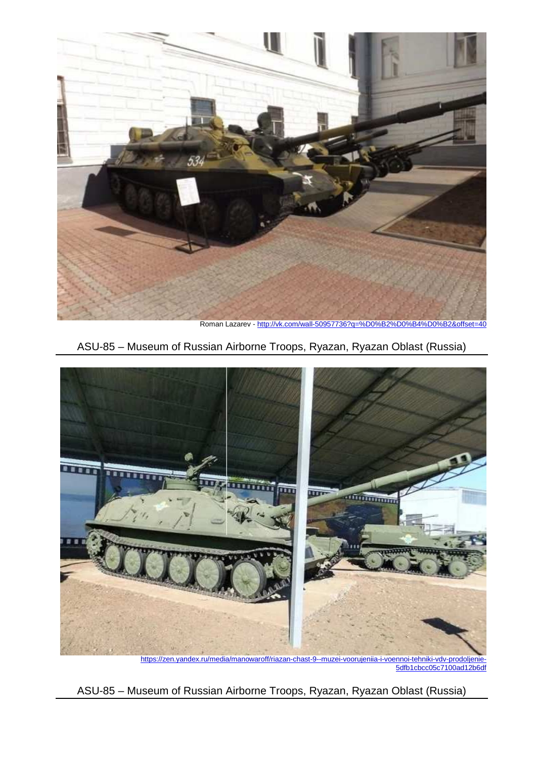Roman Lazarev - http://vk.com/wall-50957736?q=%D0%B2%D0%B4%D0%B2&offset=40

ASU-85 – Museum of Russian Airborne Troops, Ryazan, Ryazan Oblast (Russia)

https://zen.yandex.ru/media/manowaroff/riazan-chast-9--muzei-voorujeniia-i-voennoi-tehniki-vdv-prodoljenie-5dfb1cbcc05c7100ad12b6df

ASU-85 – Museum of Russian Airborne Troops, Ryazan, Ryazan Oblast (Russia)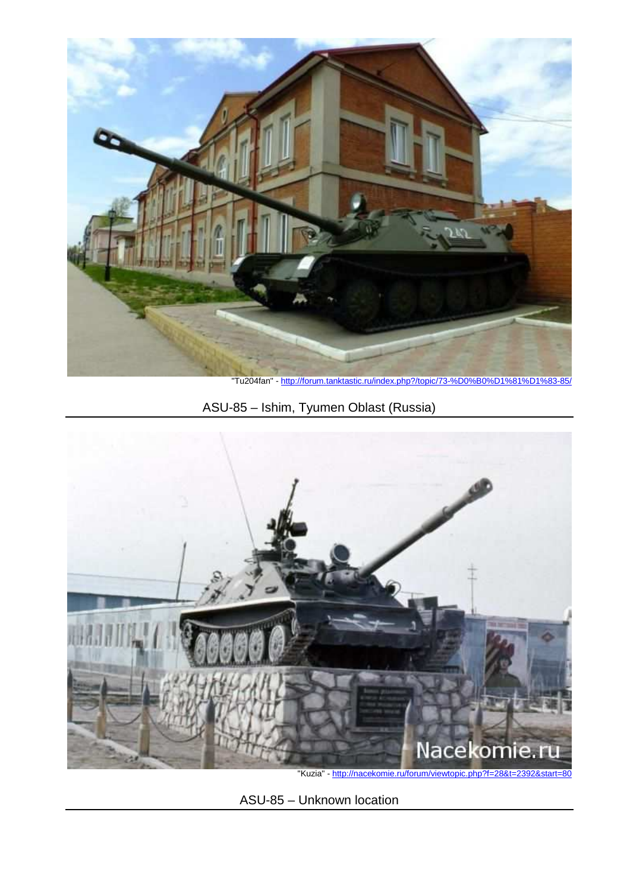"Tu204fan" - http://forum.tanktastic.ru/index.php?/topic/73-%D0%B0%D1%81%D1%83-85/

ASU-85 – Ishim, Tyumen Oblast (Russia)

"Kuzia" - http://nacekomie.ru/forum/viewtopic.php?f=28&t=2392&start=80

ASU-85 – Unknown location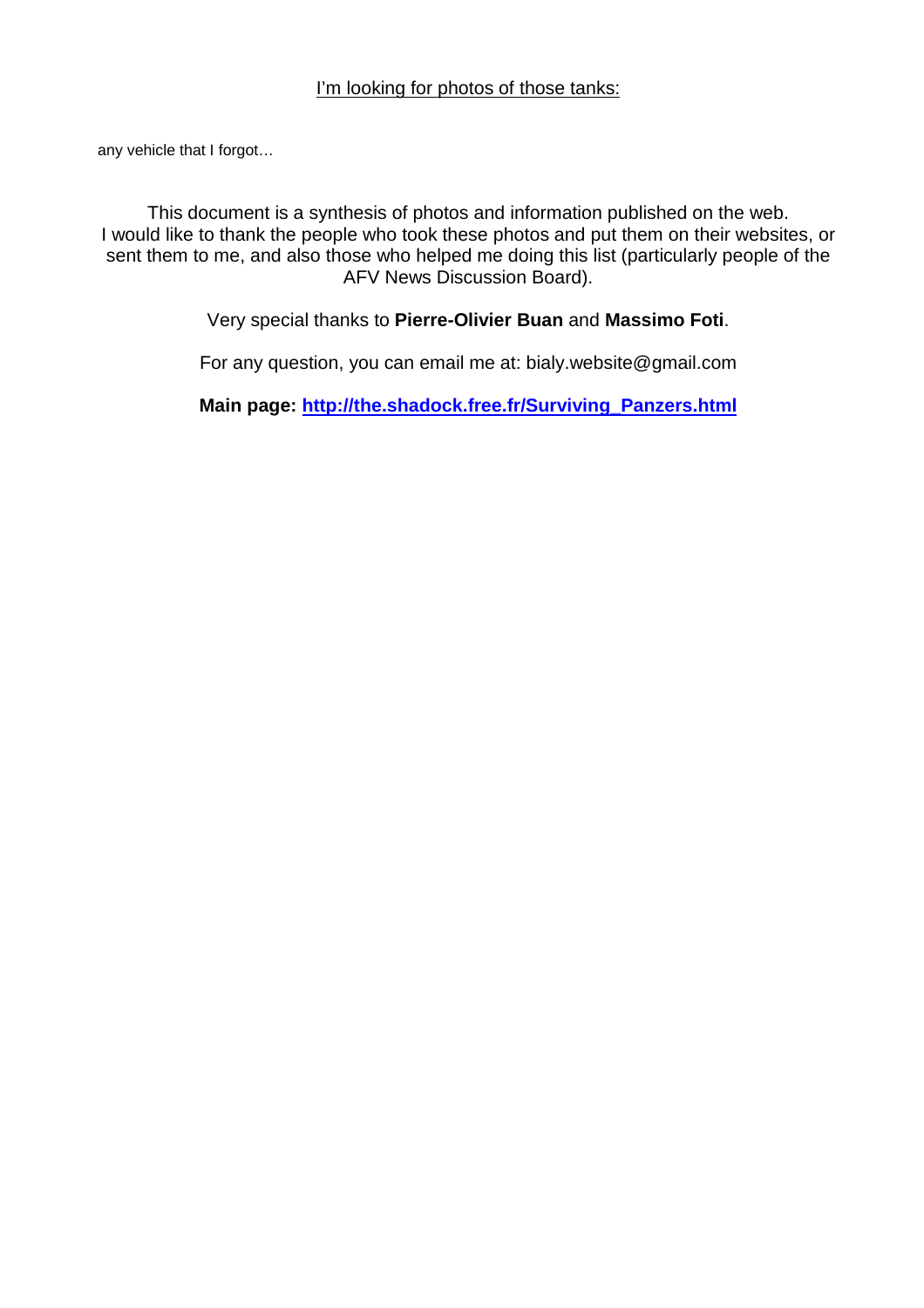I'm looking for photos of those tanks:

any vehicle that I forgot…

This document is a synthesis of photos and information published on the web.
I would like to thank the people who took these photos and put them on their websites, or sent them to me, and also those who helped me doing this list (particularly people of the AFV News Discussion Board).

Very special thanks to **Pierre-Olivier Buan** and **Massimo Foti**.

For any question, you can email me at: bialy.website@gmail.com

**Main page: [http://the.shadock.free.fr/Surviving_Panzers.html](http://the.shadock.free.fr/Surviving_Panzers.html)**